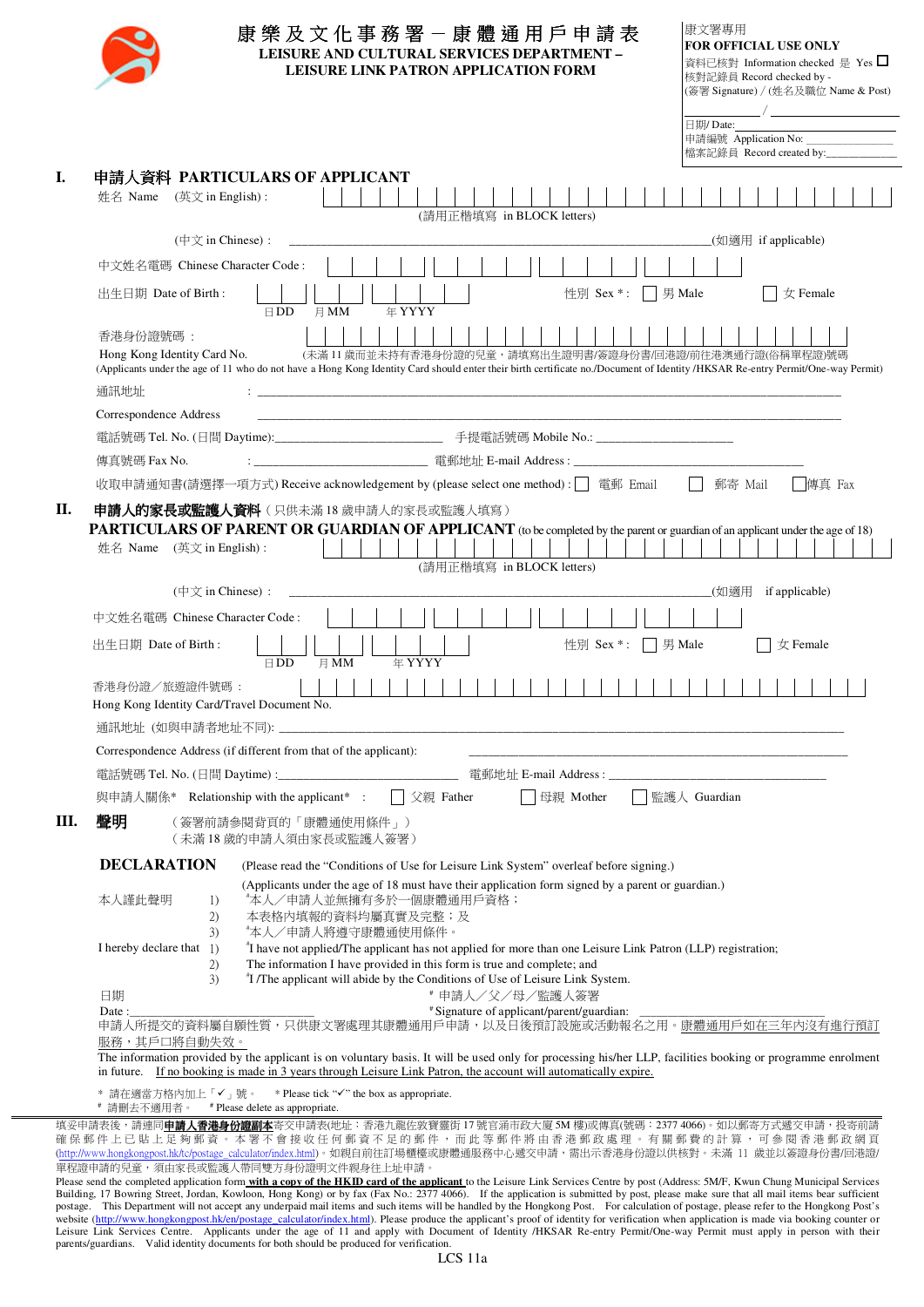# 康樂及文化事務署 — 康體通用戶申請表
# LEISURE AND CULTURAL SERVICES DEPARTMENT – LEISURE LINK PATRON APPLICATION FORM

康文署專用
**FOR OFFICIAL USE ONLY**
資料已核對 Information checked 是 Yes ☐
核對記錄員 Record checked by -
(簽署 Signature) / (姓名及職位 Name & Post)
____________ / ____________
日期/ Date: ____________
申請編號 Application No: ____________
檔案記錄員 Record created by: ____________

## I. 申請人資料 PARTICULARS OF APPLICANT

姓名 Name (英文 in English) : ☐☐☐☐☐☐☐☐☐☐☐☐☐☐☐☐☐☐☐☐☐☐☐☐
(請用正楷填寫 in BLOCK letters)

(中文 in Chinese) : ________________________________ (如適用 if applicable)

中文姓名電碼 Chinese Character Code : ☐☐☐☐ ☐☐☐☐ ☐☐☐☐ ☐☐☐☐

出生日期 Date of Birth : ☐☐ 日DD ☐☐ 月MM ☐☐☐☐ 年YYYY　　性別 Sex * : ☐ 男 Male　☐ 女 Female

香港身份證號碼 :
Hong Kong Identity Card No. ☐☐☐☐☐☐☐☐☐☐☐☐☐☐☐☐☐☐☐☐
(未滿 11 歲而並未持有香港身份證的兒童，請填寫出生證明書/簽證身份書/回港證/前往港澳通行證(俗稱單程證)號碼
(Applicants under the age of 11 who do not have a Hong Kong Identity Card should enter their birth certificate no./Document of Identity /HKSAR Re-entry Permit/One-way Permit)

通訊地址 : ________________________________________________

Correspondence Address ________________________________________________

電話號碼 Tel. No. (日間 Daytime):____________________　手提電話號碼 Mobile No.: ____________________

傳真號碼 Fax No. : ____________________　電郵地址 E-mail Address : ____________________

收取申請通知書(請選擇一項方式) Receive acknowledgement by (please select one method) : ☐ 電郵 Email　☐ 郵寄 Mail　☐ 傳真 Fax

## II. 申請人的家長或監護人資料（只供未滿 18 歲申請人的家長或監護人填寫）
## PARTICULARS OF PARENT OR GUARDIAN OF APPLICANT (to be completed by the parent or guardian of an applicant under the age of 18)

姓名 Name (英文 in English) : ☐☐☐☐☐☐☐☐☐☐☐☐☐☐☐☐☐☐☐☐☐☐☐☐
(請用正楷填寫 in BLOCK letters)

(中文 in Chinese) : ________________________________ (如適用 if applicable)

中文姓名電碼 Chinese Character Code : ☐☐☐☐ ☐☐☐☐ ☐☐☐☐ ☐☐☐☐

出生日期 Date of Birth : ☐☐ 日DD ☐☐ 月MM ☐☐☐☐ 年YYYY　　性別 Sex * : ☐ 男 Male　☐ 女 Female

香港身份證／旅遊證件號碼 :
Hong Kong Identity Card/Travel Document No. ☐☐☐☐☐☐☐☐☐☐☐☐☐☐☐☐☐☐☐☐

通訊地址 (如與申請者地址不同): ________________________________________________

Correspondence Address (if different from that of the applicant): ________________________________

電話號碼 Tel. No. (日間 Daytime) :____________________　電郵地址 E-mail Address : ____________________

與申請人關係* Relationship with the applicant* : ☐ 父親 Father　☐ 母親 Mother　☐ 監護人 Guardian

## III. 聲明（簽署前請參閱背頁的「康體通使用條件」）（未滿 18 歲的申請人須由家長或監護人簽署）

**DECLARATION** (Please read the "Conditions of Use for Leisure Link System" overleaf before signing.)
(Applicants under the age of 18 must have their application form signed by a parent or guardian.)

本人謹此聲明
1) #本人／申請人並無擁有多於一個康體通用戶資格；
2) 本表格內填報的資料均屬真實及完整；及
3) #本人／申請人將遵守康體通使用條件。

I hereby declare that
1) #I have not applied/The applicant has not applied for more than one Leisure Link Patron (LLP) registration;
2) The information I have provided in this form is true and complete; and
3) #I /The applicant will abide by the Conditions of Use of Leisure Link System.

日期
Date : ____________　　# 申請人／父／母／監護人簽署
# Signature of applicant/parent/guardian: ____________________

申請人所提交的資料屬自願性質，只供康文署處理其康體通用戶申請，以及日後預訂設施或活動報名之用。康體通用戶如在三年內沒有進行預訂服務，其戶口將自動失效。
The information provided by the applicant is on voluntary basis. It will be used only for processing his/her LLP, facilities booking or programme enrolment in future. If no booking is made in 3 years through Leisure Link Patron, the account will automatically expire.

\* 請在適當方格內加上「✓」號。　* Please tick "✓" the box as appropriate.
\# 請刪去不適用者。　# Please delete as appropriate.

填妥申請表後，請連同**申請人香港身份證副本**寄交申請表(地址：香港九龍佐敦寶靈街 17 號官涌市政大廈 5M 樓)或傳真(號碼：2377 4066)。如以郵寄方式遞交申請，投寄前請確保郵件上已貼上足夠郵資。本署不會接收任何郵資不足的郵件，而此等郵件將由香港郵政處理。有關郵費的計算，可參閱香港郵政網頁(http://www.hongkongpost.hk/tc/postage_calculator/index.html)。如親自前往訂場櫃檯或康體通服務中心遞交申請，需出示香港身份證以供核對。未滿 11 歲並以簽證身份書/回港證/單程證申請的兒童，須由家長或監護人帶同雙方身份證明文件親身往上址申請。

Please send the completed application form **with a copy of the HKID card of the applicant** to the Leisure Link Services Centre by post (Address: 5M/F, Kwun Chung Municipal Services Building, 17 Bowring Street, Jordan, Kowloon, Hong Kong) or by fax (Fax No.: 2377 4066). If the application is submitted by post, please make sure that all mail items bear sufficient postage. This Department will not accept any underpaid mail items and such items will be handled by the Hongkong Post. For calculation of postage, please refer to the Hongkong Post's website (http://www.hongkongpost.hk/en/postage_calculator/index.html). Please produce the applicant's proof of identity for verification when application is made via booking counter or Leisure Link Services Centre. Applicants under the age of 11 and apply with Document of Identity /HKSAR Re-entry Permit/One-way Permit must apply in person with their parents/guardians. Valid identity documents for both should be produced for verification.

LCS 11a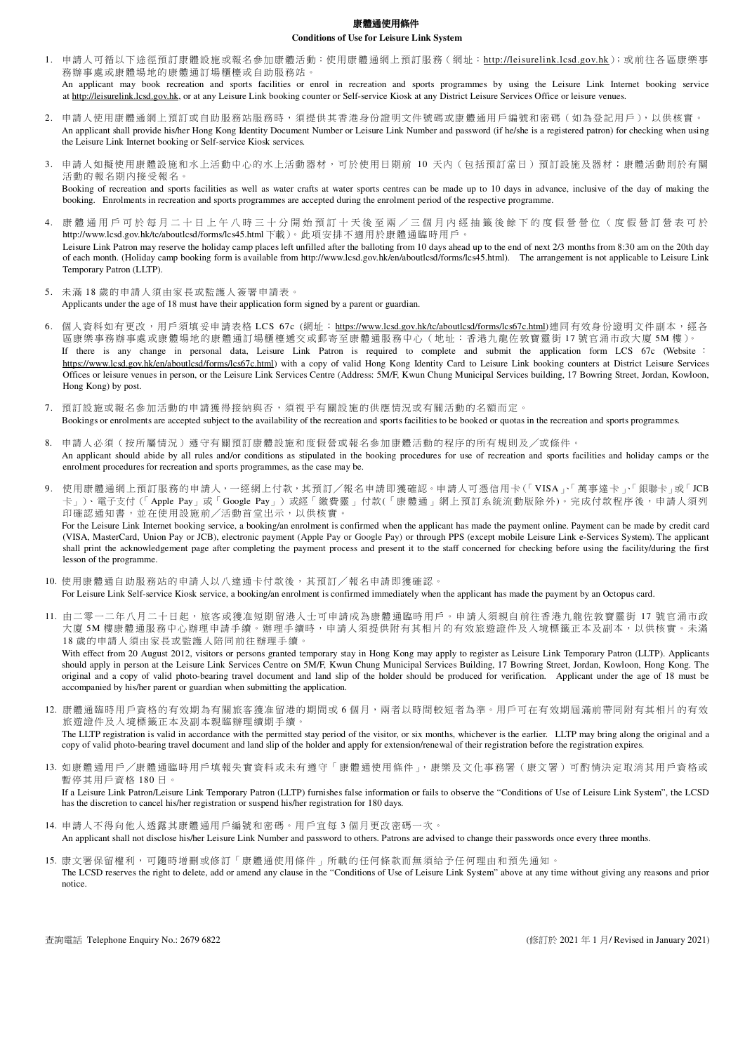# 康體通使用條件

## Conditions of Use for Leisure Link System

1. 申請人可循以下途徑預訂康體設施或報名參加康體活動：使用康體通網上預訂服務（網址：http://leisurelink.lcsd.gov.hk）；或前往各區康樂事務辦事處或康體場地的康體通訂場櫃檯或自助服務站。
An applicant may book recreation and sports facilities or enrol in recreation and sports programmes by using the Leisure Link Internet booking service at http://leisurelink.lcsd.gov.hk, or at any Leisure Link booking counter or Self-service Kiosk at any District Leisure Services Office or leisure venues.

2. 申請人使用康體通網上預訂或自助服務站服務時，須提供其香港身份證明文件號碼或康體通用戶編號和密碼（如為登記用戶），以供核實。
An applicant shall provide his/her Hong Kong Identity Document Number or Leisure Link Number and password (if he/she is a registered patron) for checking when using the Leisure Link Internet booking or Self-service Kiosk services.

3. 申請人如擬使用康體設施和水上活動中心的水上活動器材，可於使用日期前 10 天內（包括預訂當日）預訂設施及器材；康體活動則於有關活動的報名期內接受報名。
Booking of recreation and sports facilities as well as water crafts at water sports centres can be made up to 10 days in advance, inclusive of the day of making the booking. Enrolments in recreation and sports programmes are accepted during the enrolment period of the respective programme.

4. 康體通用戶可於每月二十日上午八時三十分開始預訂十天後至兩／三個月內經抽籤後餘下的度假營營位（度假營訂營表可於 http://www.lcsd.gov.hk/tc/aboutlcsd/forms/lcs45.html 下載）。此項安排不適用於康體通臨時用戶。
Leisure Link Patron may reserve the holiday camp places left unfilled after the balloting from 10 days ahead up to the end of next 2/3 months from 8:30 am on the 20th day of each month. (Holiday camp booking form is available from http://www.lcsd.gov.hk/en/aboutlcsd/forms/lcs45.html). The arrangement is not applicable to Leisure Link Temporary Patron (LLTP).

5. 未滿 18 歲的申請人須由家長或監護人簽署申請表。
Applicants under the age of 18 must have their application form signed by a parent or guardian.

6. 個人資料如有更改，用戶須填妥申請表格 LCS 67c (網址：https://www.lcsd.gov.hk/tc/aboutlcsd/forms/lcs67c.html)連同有效身份證明文件副本，經各區康樂事務辦事處或康體場地的康體通訂場櫃檯遞交或郵寄至康體通服務中心（地址：香港九龍佐敦寶靈街 17 號官涌市政大廈 5M 樓）。
If there is any change in personal data, Leisure Link Patron is required to complete and submit the application form LCS 67c (Website : https://www.lcsd.gov.hk/en/aboutlcsd/forms/lcs67c.html) with a copy of valid Hong Kong Identity Card to Leisure Link booking counters at District Leisure Services Offices or leisure venues in person, or the Leisure Link Services Centre (Address: 5M/F, Kwun Chung Municipal Services building, 17 Bowring Street, Jordan, Kowloon, Hong Kong) by post.

7. 預訂設施或報名參加活動的申請獲得接納與否，須視乎有關設施的供應情況或有關活動的名額而定。
Bookings or enrolments are accepted subject to the availability of the recreation and sports facilities to be booked or quotas in the recreation and sports programmes.

8. 申請人必須（按所屬情況）遵守有關預訂康體設施和度假營或報名參加康體活動的程序的所有規則及／或條件。
An applicant should abide by all rules and/or conditions as stipulated in the booking procedures for use of recreation and sports facilities and holiday camps or the enrolment procedures for recreation and sports programmes, as the case may be.

9. 使用康體通網上預訂服務的申請人，一經網上付款，其預訂／報名申請即獲確認。申請人可憑信用卡(「VISA」、「萬事達卡」、「銀聯卡」或「JCB卡」)、電子支付(「Apple Pay」或「Google Pay」)或經「繳費靈」付款(「康體通」網上預訂系統流動版除外)。完成付款程序後，申請人須列印確認通知書，並在使用設施前／活動首堂出示，以供核實。
For the Leisure Link Internet booking service, a booking/an enrolment is confirmed when the applicant has made the payment online. Payment can be made by credit card (VISA, MasterCard, Union Pay or JCB), electronic payment (Apple Pay or Google Pay) or through PPS (except mobile Leisure Link e-Services System). The applicant shall print the acknowledgement page after completing the payment process and present it to the staff concerned for checking before using the facility/during the first lesson of the programme.

10. 使用康體通自助服務站的申請人以八達通卡付款後，其預訂／報名申請即獲確認。
For Leisure Link Self-service Kiosk service, a booking/an enrolment is confirmed immediately when the applicant has made the payment by an Octopus card.

11. 由二零一二年八月二十日起，旅客或獲准短期留港人士可申請成為康體通臨時用戶。申請人須親自前往香港九龍佐敦寶靈街 17 號官涌市政大廈 5M 樓康體通服務中心辦理申請手續。辦理手續時，申請人須提供附有其相片的有效旅遊證件及入境標籤正本及副本，以供核實。未滿 18 歲的申請人須由家長或監護人陪同前往辦理手續。
With effect from 20 August 2012, visitors or persons granted temporary stay in Hong Kong may apply to register as Leisure Link Temporary Patron (LLTP). Applicants should apply in person at the Leisure Link Services Centre on 5M/F, Kwun Chung Municipal Services Building, 17 Bowring Street, Jordan, Kowloon, Hong Kong. The original and a copy of valid photo-bearing travel document and land slip of the holder should be produced for verification. Applicant under the age of 18 must be accompanied by his/her parent or guardian when submitting the application.

12. 康體通臨時用戶資格的有效期為有關旅客獲准留港的期間或 6 個月，兩者以時間較短者為準。用戶可在有效期屆滿前帶同附有其相片的有效旅遊證件及入境標籤正本及副本親臨辦理續期手續。
The LLTP registration is valid in accordance with the permitted stay period of the visitor, or six months, whichever is the earlier. LLTP may bring along the original and a copy of valid photo-bearing travel document and land slip of the holder and apply for extension/renewal of their registration before the registration expires.

13. 如康體通用戶／康體通臨時用戶填報失實資料或未有遵守「康體通使用條件」，康樂及文化事務署（康文署）可酌情決定取消其用戶資格或暫停其用戶資格 180 日。
If a Leisure Link Patron/Leisure Link Temporary Patron (LLTP) furnishes false information or fails to observe the "Conditions of Use of Leisure Link System", the LCSD has the discretion to cancel his/her registration or suspend his/her registration for 180 days.

14. 申請人不得向他人透露其康體通用戶編號和密碼。用戶宜每 3 個月更改密碼一次。
An applicant shall not disclose his/her Leisure Link Number and password to others. Patrons are advised to change their passwords once every three months.

15. 康文署保留權利，可隨時增刪或修訂「康體通使用條件」所載的任何條款而無須給予任何理由和預先通知。
The LCSD reserves the right to delete, add or amend any clause in the "Conditions of Use of Leisure Link System" above at any time without giving any reasons and prior notice.

查詢電話 Telephone Enquiry No.: 2679 6822

(修訂於 2021 年 1 月/ Revised in January 2021)